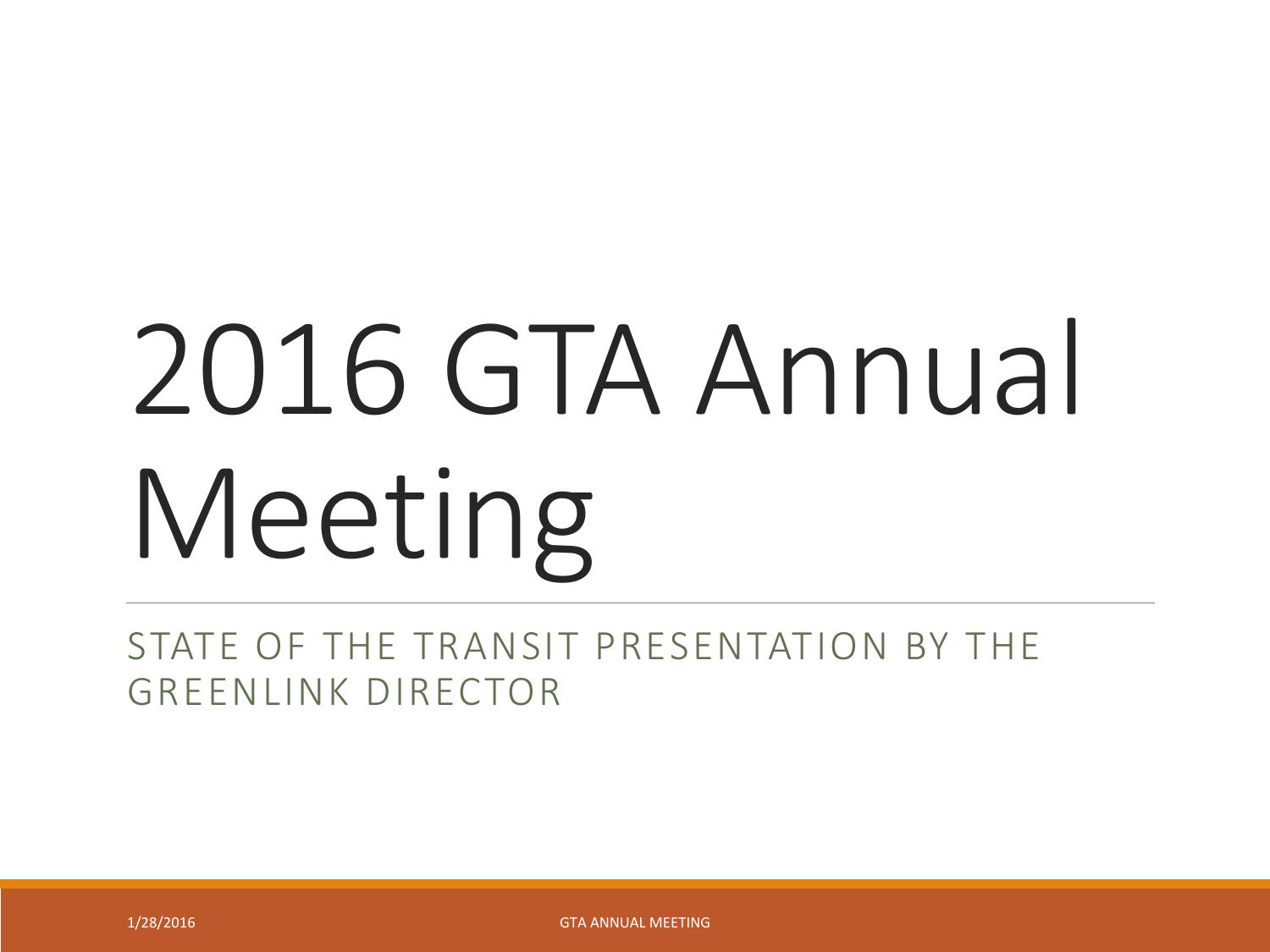# 2016 GTA Annual Meeting

STATE OF THE TRANSIT PRESENTATION BY THE GREENLINK DIRECTOR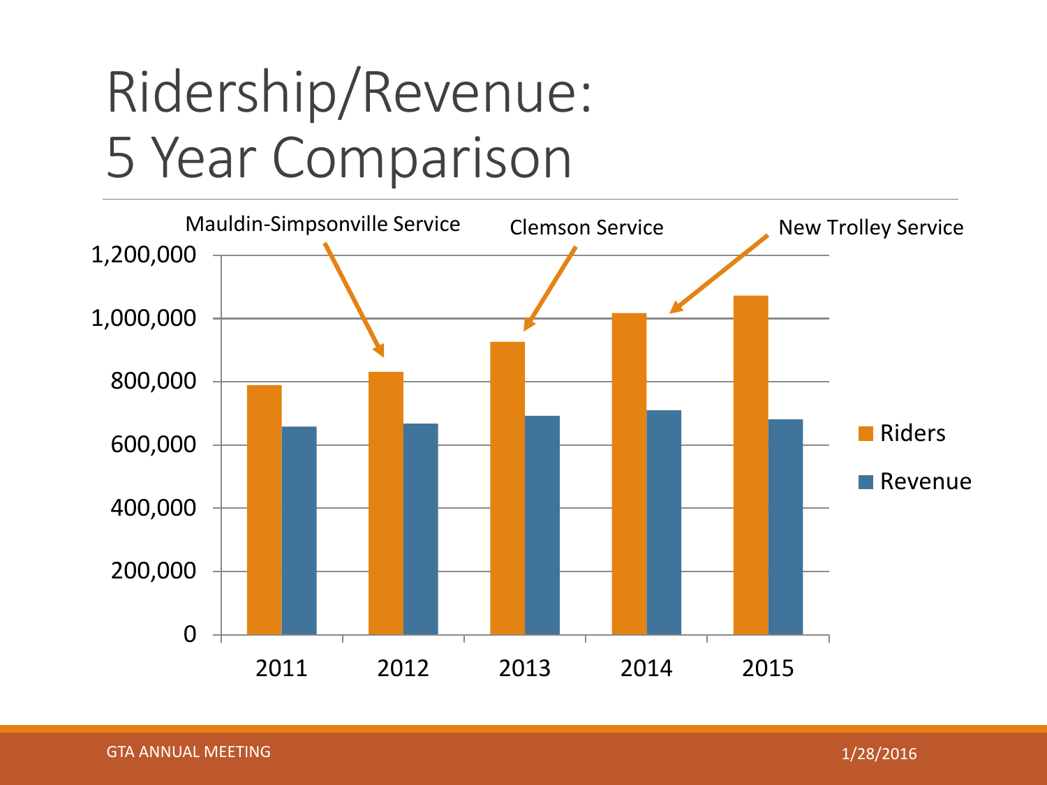# Ridership/Revenue: 5 Year Comparison

Mauldin-Simpsonville Service

Clemson Service

New Trolley Service

1,200,000

1,000,000

800,000

600,000

400,000

200,000

0

2011 2012 2013 2014 2015

Riders

Revenue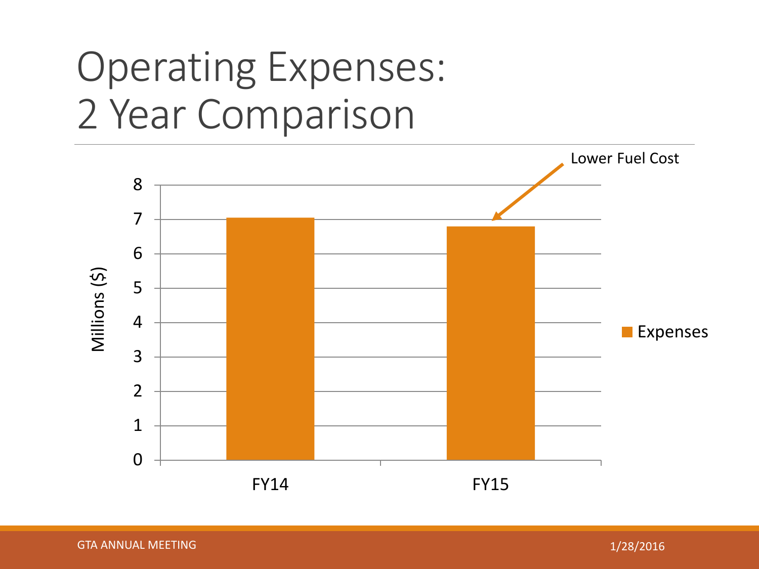# Operating Expenses: 2 Year Comparison

Lower Fuel Cost

Millions ($)

8
7
6
5
4
3
2
1
0

FY14

FY15

Expenses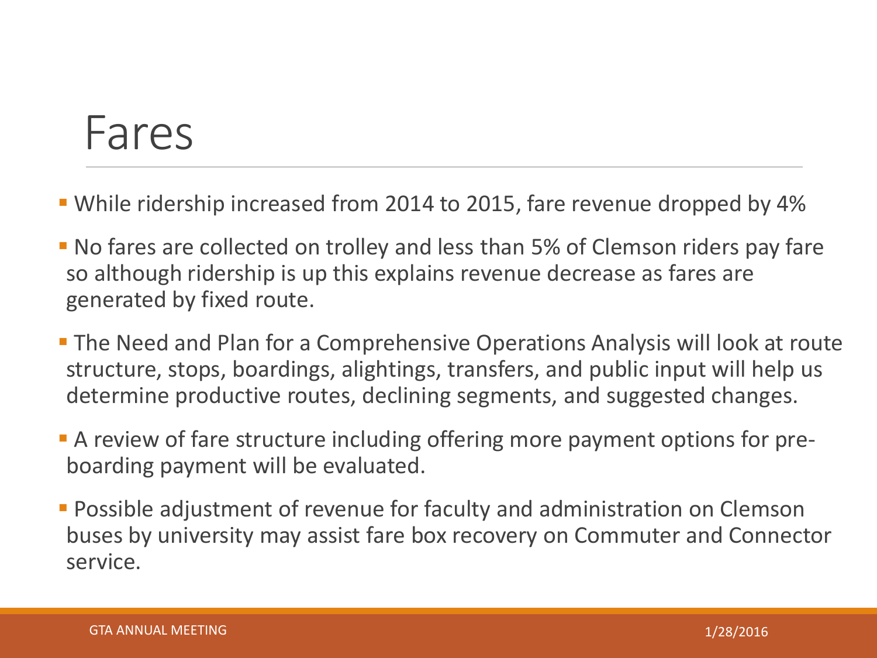# Fares

- While ridership increased from 2014 to 2015, fare revenue dropped by 4%
- No fares are collected on trolley and less than 5% of Clemson riders pay fare so although ridership is up this explains revenue decrease as fares are generated by fixed route.
- The Need and Plan for a Comprehensive Operations Analysis will look at route structure, stops, boardings, alightings, transfers, and public input will help us determine productive routes, declining segments, and suggested changes.
- A review of fare structure including offering more payment options for pre-boarding payment will be evaluated.
- Possible adjustment of revenue for faculty and administration on Clemson buses by university may assist fare box recovery on Commuter and Connector service.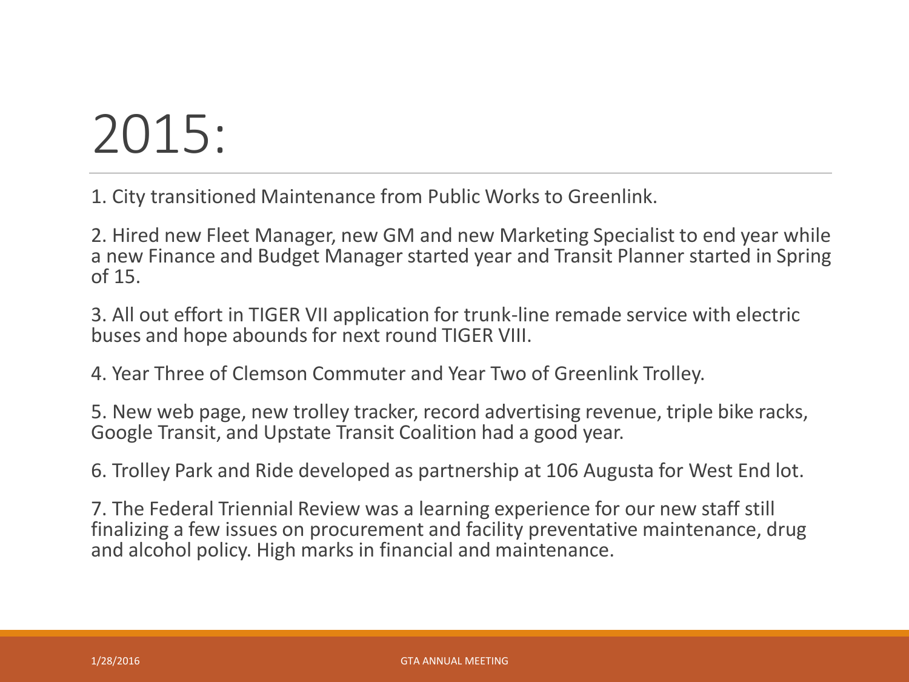# 2015:

1. City transitioned Maintenance from Public Works to Greenlink.

2. Hired new Fleet Manager, new GM and new Marketing Specialist to end year while a new Finance and Budget Manager started year and Transit Planner started in Spring of 15.

3. All out effort in TIGER VII application for trunk-line remade service with electric buses and hope abounds for next round TIGER VIII.

4. Year Three of Clemson Commuter and Year Two of Greenlink Trolley.

5. New web page, new trolley tracker, record advertising revenue, triple bike racks, Google Transit, and Upstate Transit Coalition had a good year.

6. Trolley Park and Ride developed as partnership at 106 Augusta for West End lot.

7. The Federal Triennial Review was a learning experience for our new staff still finalizing a few issues on procurement and facility preventative maintenance, drug and alcohol policy. High marks in financial and maintenance.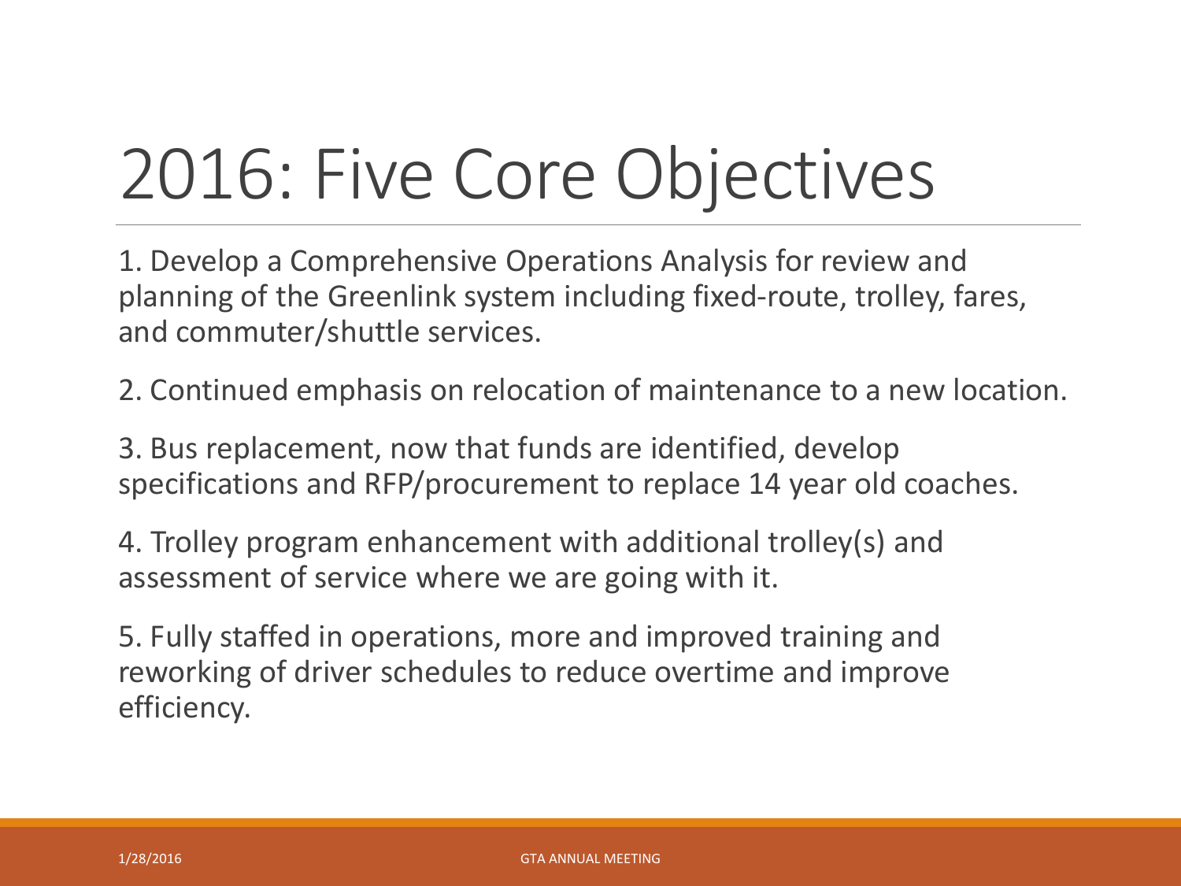# 2016: Five Core Objectives

1. Develop a Comprehensive Operations Analysis for review and planning of the Greenlink system including fixed-route, trolley, fares, and commuter/shuttle services.

2. Continued emphasis on relocation of maintenance to a new location.

3. Bus replacement, now that funds are identified, develop specifications and RFP/procurement to replace 14 year old coaches.

4. Trolley program enhancement with additional trolley(s) and assessment of service where we are going with it.

5. Fully staffed in operations, more and improved training and reworking of driver schedules to reduce overtime and improve efficiency.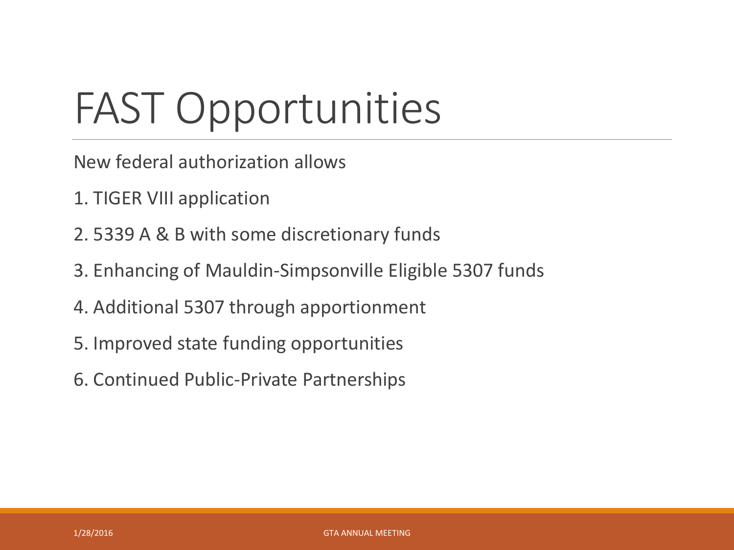# FAST Opportunities

New federal authorization allows

1. TIGER VIII application
2. 5339 A & B with some discretionary funds
3. Enhancing of Mauldin-Simpsonville Eligible 5307 funds
4. Additional 5307 through apportionment
5. Improved state funding opportunities
6. Continued Public-Private Partnerships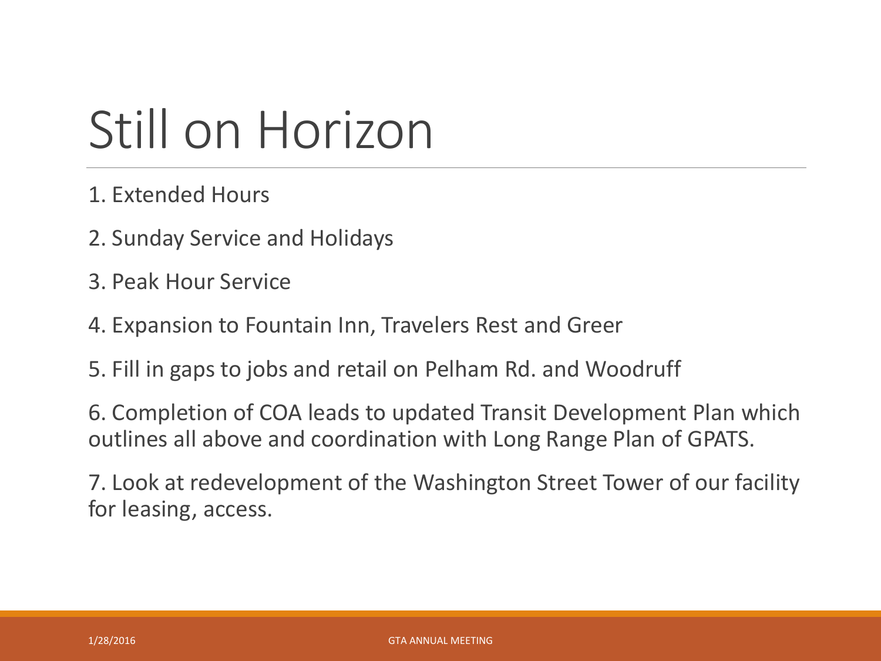# Still on Horizon

1. Extended Hours
2. Sunday Service and Holidays
3. Peak Hour Service
4. Expansion to Fountain Inn, Travelers Rest and Greer
5. Fill in gaps to jobs and retail on Pelham Rd. and Woodruff
6. Completion of COA leads to updated Transit Development Plan which outlines all above and coordination with Long Range Plan of GPATS.
7. Look at redevelopment of the Washington Street Tower of our facility for leasing, access.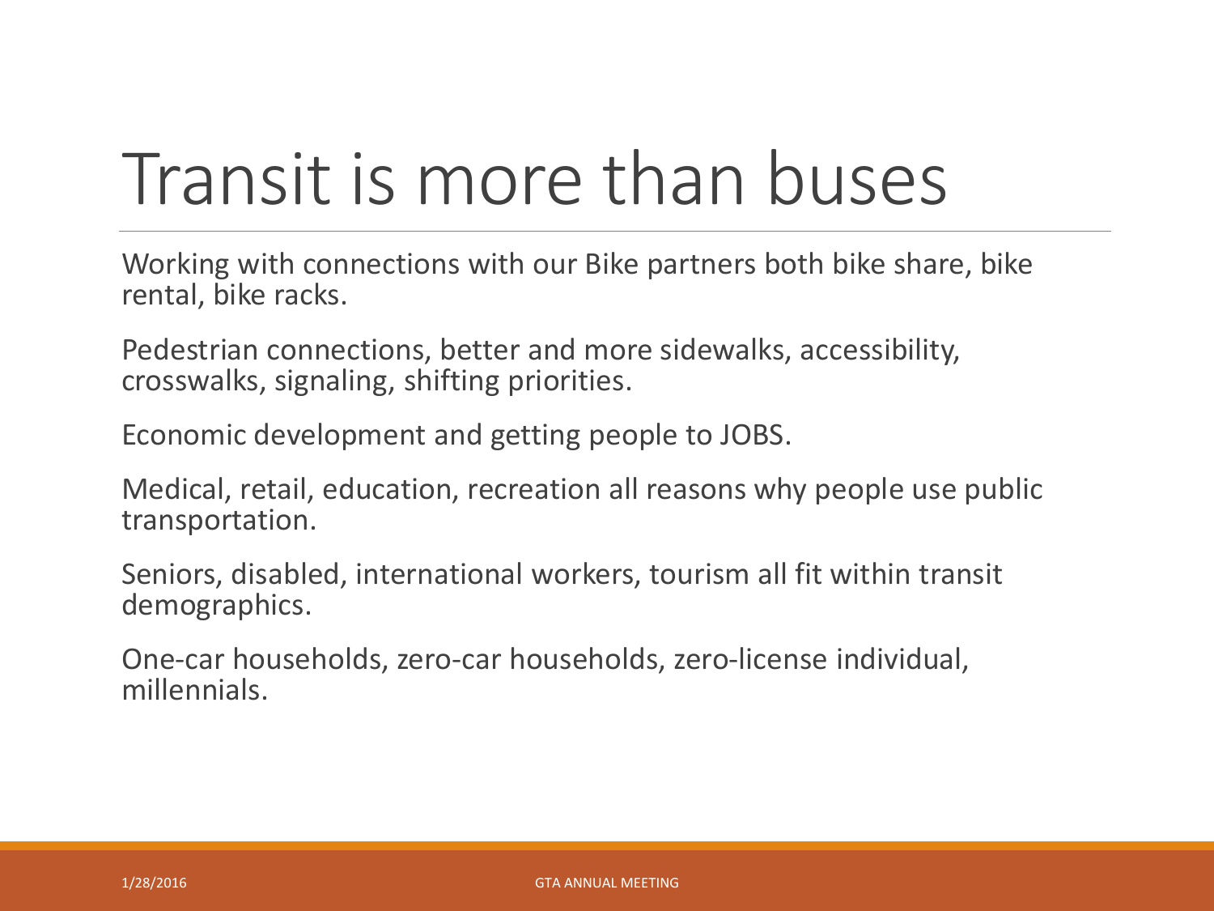# Transit is more than buses

Working with connections with our Bike partners both bike share, bike rental, bike racks.

Pedestrian connections, better and more sidewalks, accessibility, crosswalks, signaling, shifting priorities.

Economic development and getting people to JOBS.

Medical, retail, education, recreation all reasons why people use public transportation.

Seniors, disabled, international workers, tourism all fit within transit demographics.

One-car households, zero-car households, zero-license individual, millennials.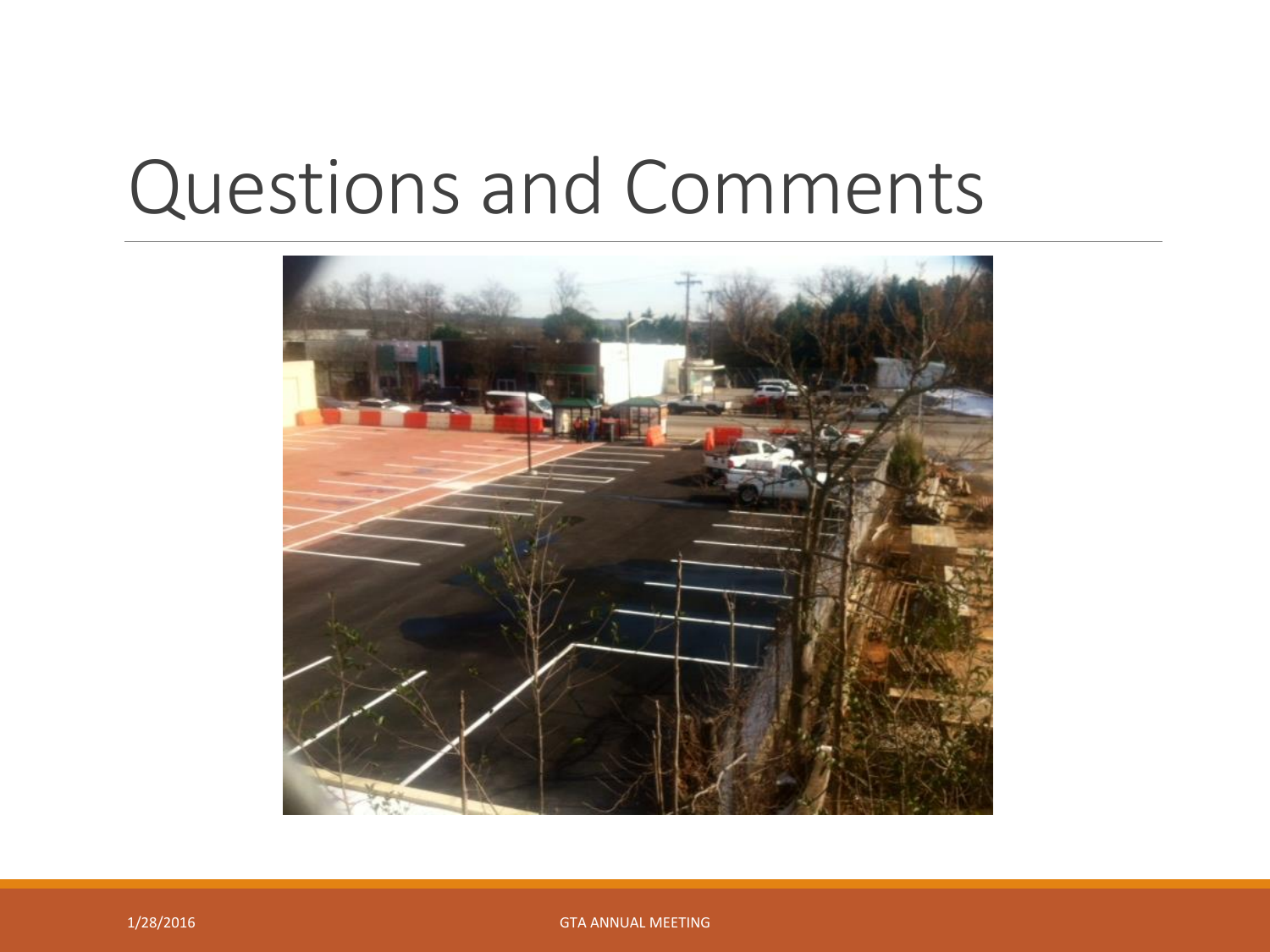# Questions and Comments